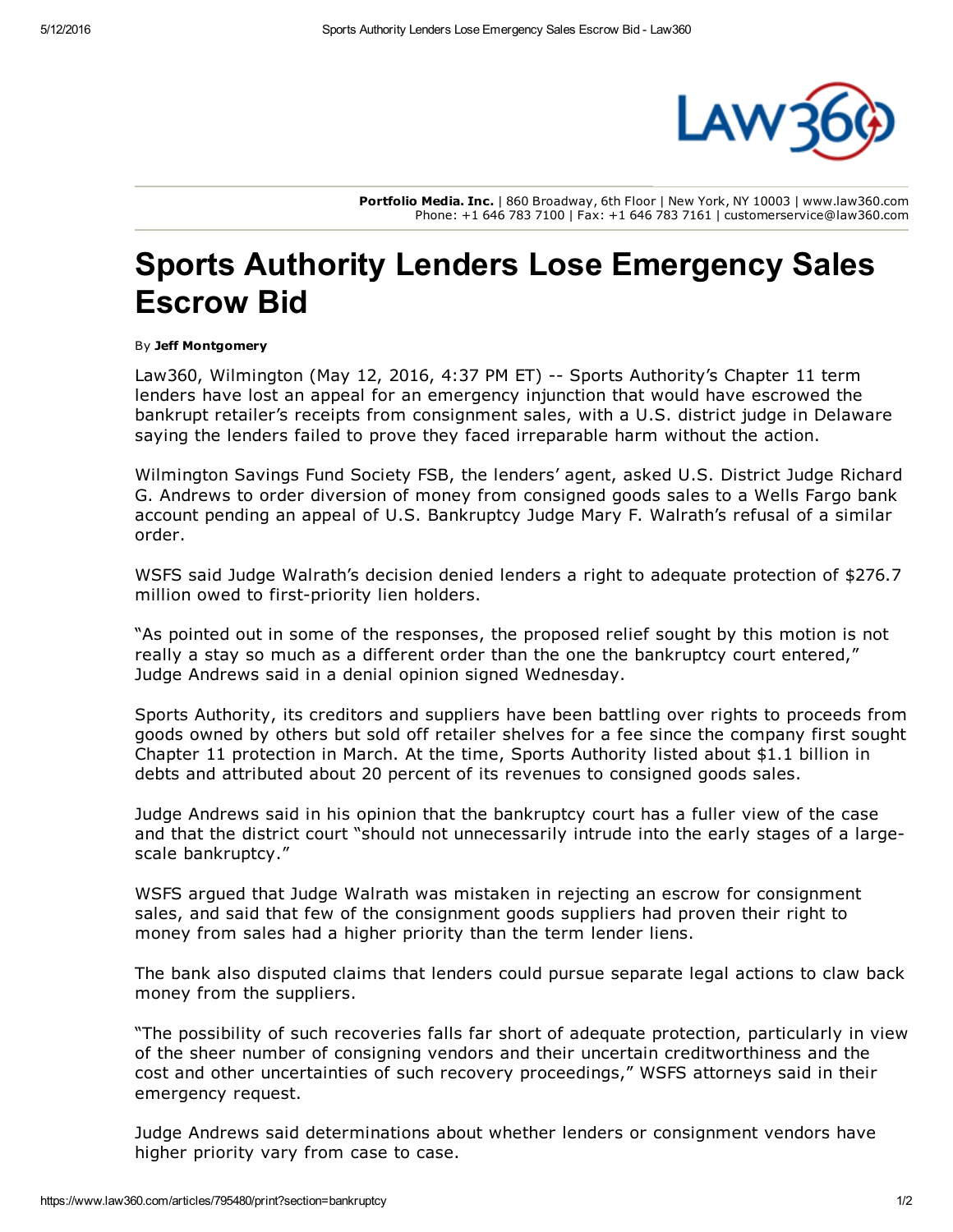**Portfolio Media. Inc.** | 860 Broadway, 6th Floor | New York, NY 10003 | www.law360.com
Phone: +1 646 783 7100 | Fax: +1 646 783 7161 | customerservice@law360.com

# Sports Authority Lenders Lose Emergency Sales Escrow Bid

By **Jeff Montgomery**

Law360, Wilmington (May 12, 2016, 4:37 PM ET) -- Sports Authority's Chapter 11 term lenders have lost an appeal for an emergency injunction that would have escrowed the bankrupt retailer's receipts from consignment sales, with a U.S. district judge in Delaware saying the lenders failed to prove they faced irreparable harm without the action.

Wilmington Savings Fund Society FSB, the lenders' agent, asked U.S. District Judge Richard G. Andrews to order diversion of money from consigned goods sales to a Wells Fargo bank account pending an appeal of U.S. Bankruptcy Judge Mary F. Walrath's refusal of a similar order.

WSFS said Judge Walrath's decision denied lenders a right to adequate protection of $276.7 million owed to first-priority lien holders.

"As pointed out in some of the responses, the proposed relief sought by this motion is not really a stay so much as a different order than the one the bankruptcy court entered," Judge Andrews said in a denial opinion signed Wednesday.

Sports Authority, its creditors and suppliers have been battling over rights to proceeds from goods owned by others but sold off retailer shelves for a fee since the company first sought Chapter 11 protection in March. At the time, Sports Authority listed about $1.1 billion in debts and attributed about 20 percent of its revenues to consigned goods sales.

Judge Andrews said in his opinion that the bankruptcy court has a fuller view of the case and that the district court "should not unnecessarily intrude into the early stages of a large-scale bankruptcy."

WSFS argued that Judge Walrath was mistaken in rejecting an escrow for consignment sales, and said that few of the consignment goods suppliers had proven their right to money from sales had a higher priority than the term lender liens.

The bank also disputed claims that lenders could pursue separate legal actions to claw back money from the suppliers.

"The possibility of such recoveries falls far short of adequate protection, particularly in view of the sheer number of consigning vendors and their uncertain creditworthiness and the cost and other uncertainties of such recovery proceedings," WSFS attorneys said in their emergency request.

Judge Andrews said determinations about whether lenders or consignment vendors have higher priority vary from case to case.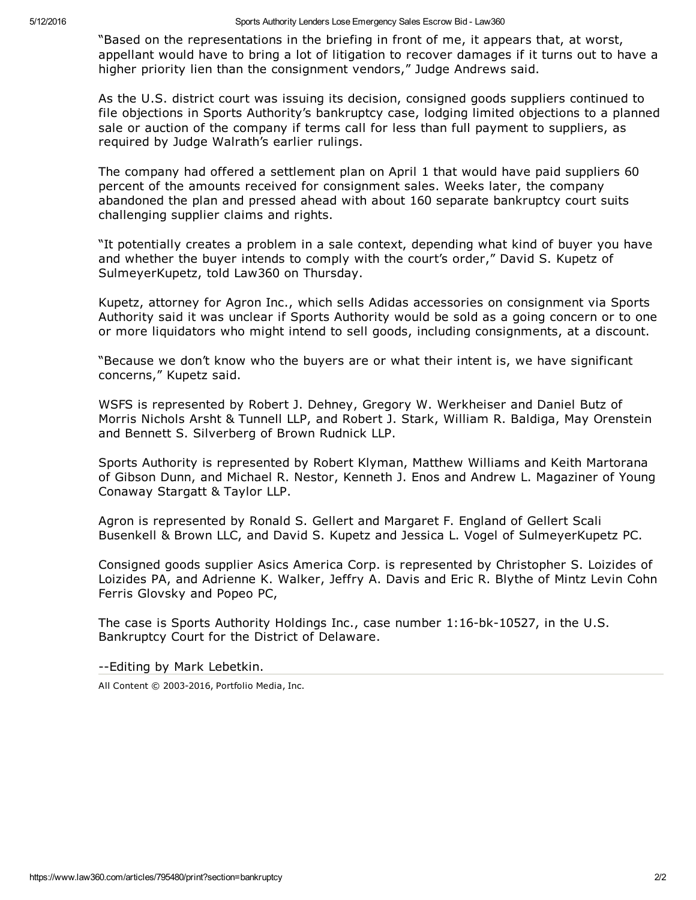"Based on the representations in the briefing in front of me, it appears that, at worst, appellant would have to bring a lot of litigation to recover damages if it turns out to have a higher priority lien than the consignment vendors," Judge Andrews said.

As the U.S. district court was issuing its decision, consigned goods suppliers continued to file objections in Sports Authority's bankruptcy case, lodging limited objections to a planned sale or auction of the company if terms call for less than full payment to suppliers, as required by Judge Walrath's earlier rulings.

The company had offered a settlement plan on April 1 that would have paid suppliers 60 percent of the amounts received for consignment sales. Weeks later, the company abandoned the plan and pressed ahead with about 160 separate bankruptcy court suits challenging supplier claims and rights.

"It potentially creates a problem in a sale context, depending what kind of buyer you have and whether the buyer intends to comply with the court's order," David S. Kupetz of SulmeyerKupetz, told Law360 on Thursday.

Kupetz, attorney for Agron Inc., which sells Adidas accessories on consignment via Sports Authority said it was unclear if Sports Authority would be sold as a going concern or to one or more liquidators who might intend to sell goods, including consignments, at a discount.

"Because we don't know who the buyers are or what their intent is, we have significant concerns," Kupetz said.

WSFS is represented by Robert J. Dehney, Gregory W. Werkheiser and Daniel Butz of Morris Nichols Arsht & Tunnell LLP, and Robert J. Stark, William R. Baldiga, May Orenstein and Bennett S. Silverberg of Brown Rudnick LLP.

Sports Authority is represented by Robert Klyman, Matthew Williams and Keith Martorana of Gibson Dunn, and Michael R. Nestor, Kenneth J. Enos and Andrew L. Magaziner of Young Conaway Stargatt & Taylor LLP.

Agron is represented by Ronald S. Gellert and Margaret F. England of Gellert Scali Busenkell & Brown LLC, and David S. Kupetz and Jessica L. Vogel of SulmeyerKupetz PC.

Consigned goods supplier Asics America Corp. is represented by Christopher S. Loizides of Loizides PA, and Adrienne K. Walker, Jeffry A. Davis and Eric R. Blythe of Mintz Levin Cohn Ferris Glovsky and Popeo PC,

The case is Sports Authority Holdings Inc., case number 1:16-bk-10527, in the U.S. Bankruptcy Court for the District of Delaware.

--Editing by Mark Lebetkin.

All Content © 2003-2016, Portfolio Media, Inc.